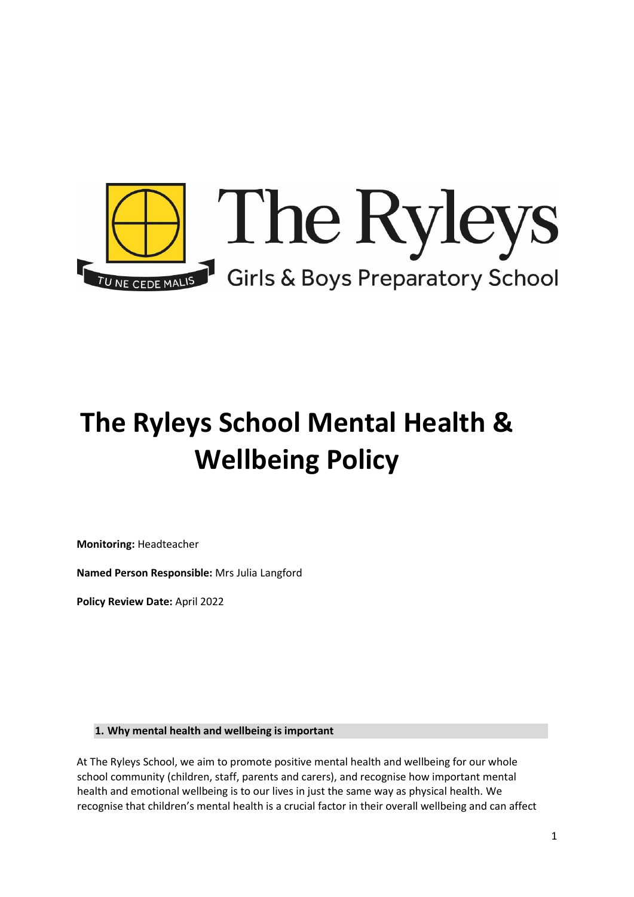The Ryleys

Girls & Boys Preparatory School

TU NE CEDE MALIS

# The Ryleys School Mental Health & Wellbeing Policy

**Monitoring:** Headteacher

**Named Person Responsible:** Mrs Julia Langford

**Policy Review Date:** April 2022

## 1. Why mental health and wellbeing is important

At The Ryleys School, we aim to promote positive mental health and wellbeing for our whole school community (children, staff, parents and carers), and recognise how important mental health and emotional wellbeing is to our lives in just the same way as physical health. We recognise that children's mental health is a crucial factor in their overall wellbeing and can affect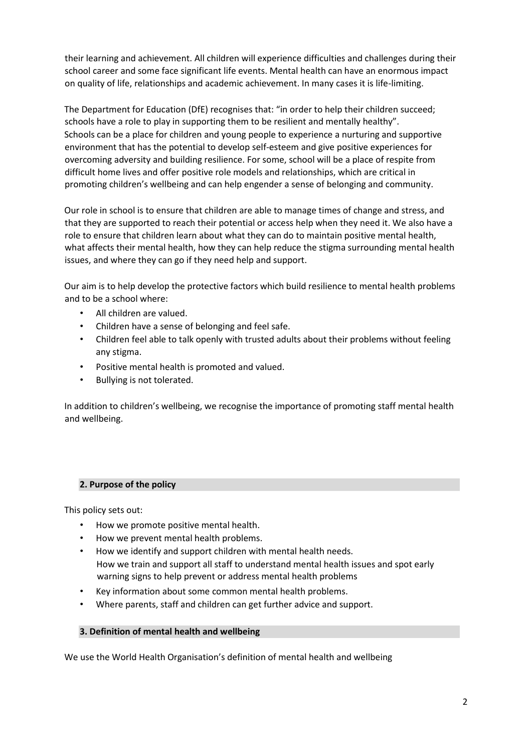their learning and achievement. All children will experience difficulties and challenges during their school career and some face significant life events. Mental health can have an enormous impact on quality of life, relationships and academic achievement. In many cases it is life-limiting.

The Department for Education (DfE) recognises that: "in order to help their children succeed; schools have a role to play in supporting them to be resilient and mentally healthy". Schools can be a place for children and young people to experience a nurturing and supportive environment that has the potential to develop self-esteem and give positive experiences for overcoming adversity and building resilience. For some, school will be a place of respite from difficult home lives and offer positive role models and relationships, which are critical in promoting children's wellbeing and can help engender a sense of belonging and community.

Our role in school is to ensure that children are able to manage times of change and stress, and that they are supported to reach their potential or access help when they need it. We also have a role to ensure that children learn about what they can do to maintain positive mental health, what affects their mental health, how they can help reduce the stigma surrounding mental health issues, and where they can go if they need help and support.

Our aim is to help develop the protective factors which build resilience to mental health problems and to be a school where:

- All children are valued.
- Children have a sense of belonging and feel safe.
- Children feel able to talk openly with trusted adults about their problems without feeling any stigma.
- Positive mental health is promoted and valued.
- Bullying is not tolerated.

In addition to children's wellbeing, we recognise the importance of promoting staff mental health and wellbeing.

## 2. Purpose of the policy

This policy sets out:

- How we promote positive mental health.
- How we prevent mental health problems.
- How we identify and support children with mental health needs.
  How we train and support all staff to understand mental health issues and spot early warning signs to help prevent or address mental health problems
- Key information about some common mental health problems.
- Where parents, staff and children can get further advice and support.

## 3. Definition of mental health and wellbeing

We use the World Health Organisation's definition of mental health and wellbeing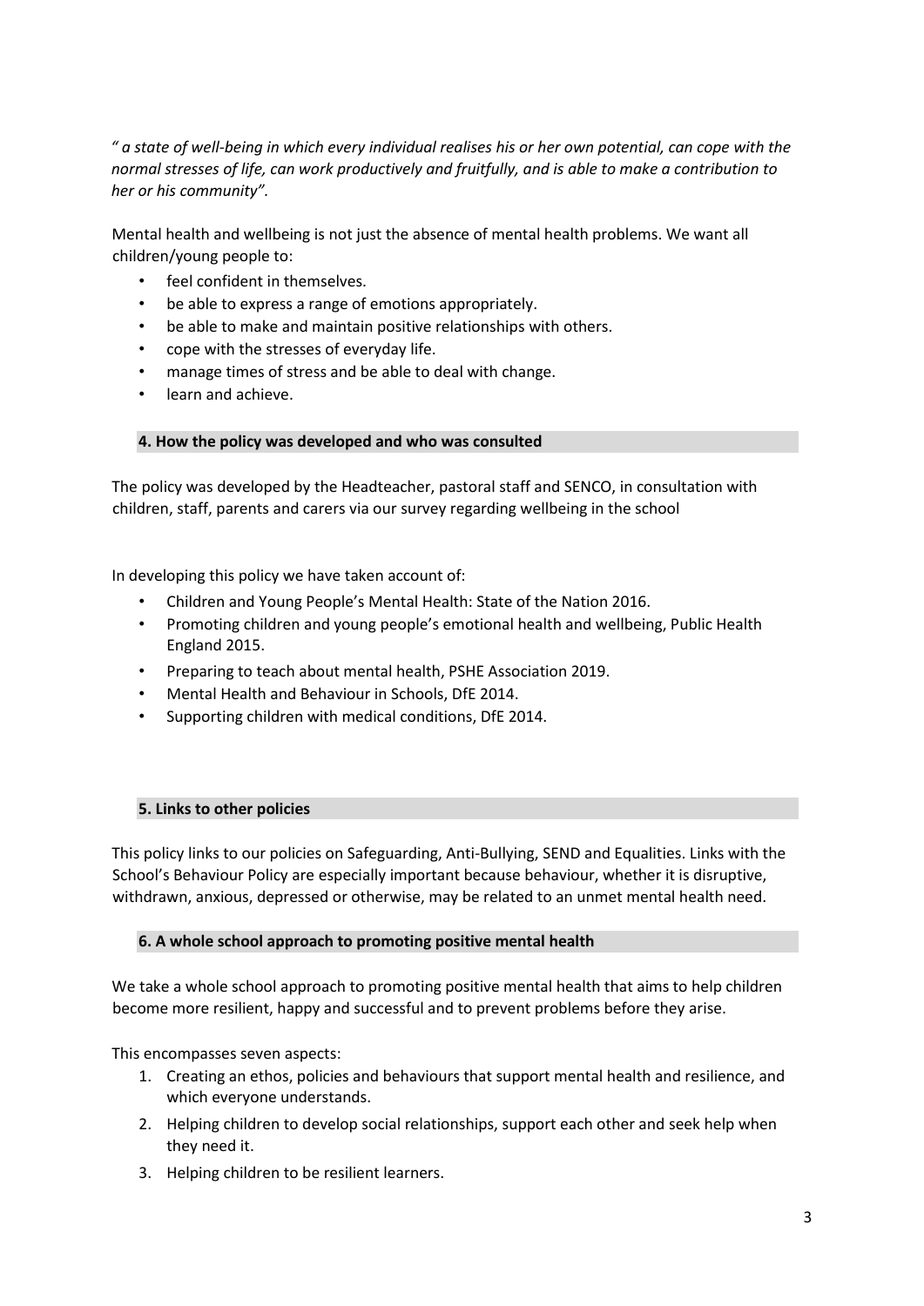*" a state of well-being in which every individual realises his or her own potential, can cope with the normal stresses of life, can work productively and fruitfully, and is able to make a contribution to her or his community".*

Mental health and wellbeing is not just the absence of mental health problems. We want all children/young people to:

- feel confident in themselves.
- be able to express a range of emotions appropriately.
- be able to make and maintain positive relationships with others.
- cope with the stresses of everyday life.
- manage times of stress and be able to deal with change.
- learn and achieve.

## 4. How the policy was developed and who was consulted

The policy was developed by the Headteacher, pastoral staff and SENCO, in consultation with children, staff, parents and carers via our survey regarding wellbeing in the school

In developing this policy we have taken account of:

- Children and Young People's Mental Health: State of the Nation 2016.
- Promoting children and young people's emotional health and wellbeing, Public Health England 2015.
- Preparing to teach about mental health, PSHE Association 2019.
- Mental Health and Behaviour in Schools, DfE 2014.
- Supporting children with medical conditions, DfE 2014.

## 5. Links to other policies

This policy links to our policies on Safeguarding, Anti-Bullying, SEND and Equalities. Links with the School's Behaviour Policy are especially important because behaviour, whether it is disruptive, withdrawn, anxious, depressed or otherwise, may be related to an unmet mental health need.

## 6. A whole school approach to promoting positive mental health

We take a whole school approach to promoting positive mental health that aims to help children become more resilient, happy and successful and to prevent problems before they arise.

This encompasses seven aspects:

1. Creating an ethos, policies and behaviours that support mental health and resilience, and which everyone understands.
2. Helping children to develop social relationships, support each other and seek help when they need it.
3. Helping children to be resilient learners.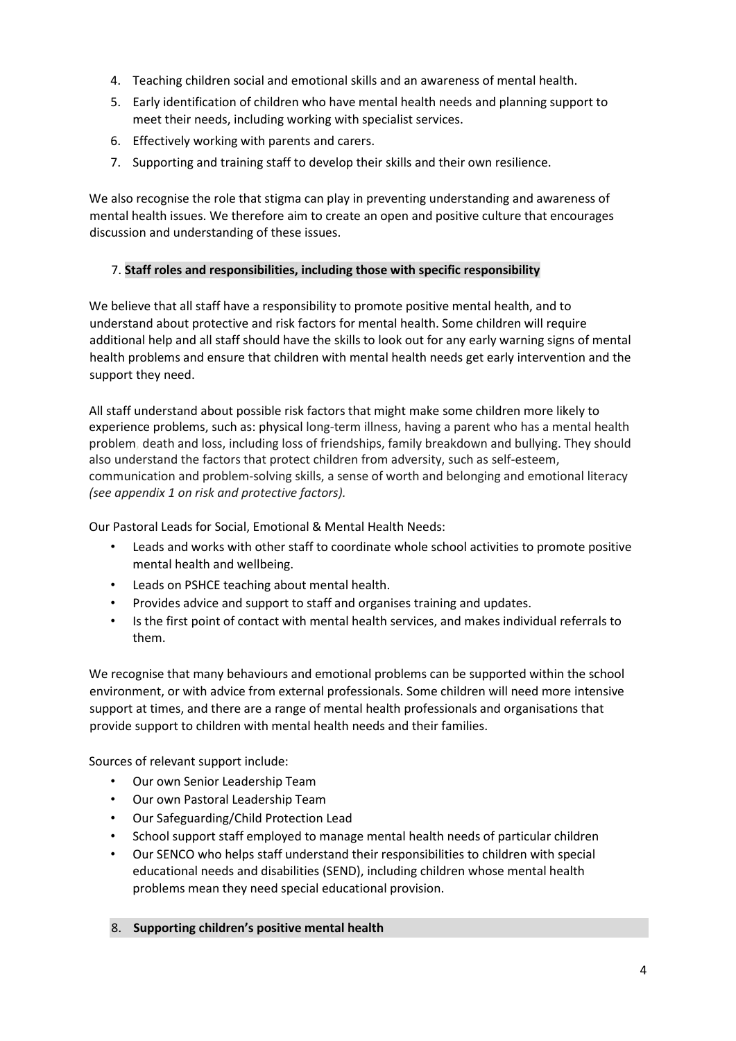4. Teaching children social and emotional skills and an awareness of mental health.
5. Early identification of children who have mental health needs and planning support to meet their needs, including working with specialist services.
6. Effectively working with parents and carers.
7. Supporting and training staff to develop their skills and their own resilience.

We also recognise the role that stigma can play in preventing understanding and awareness of mental health issues. We therefore aim to create an open and positive culture that encourages discussion and understanding of these issues.

## 7. Staff roles and responsibilities, including those with specific responsibility

We believe that all staff have a responsibility to promote positive mental health, and to understand about protective and risk factors for mental health. Some children will require additional help and all staff should have the skills to look out for any early warning signs of mental health problems and ensure that children with mental health needs get early intervention and the support they need.

All staff understand about possible risk factors that might make some children more likely to experience problems, such as: physical long-term illness, having a parent who has a mental health problem, death and loss, including loss of friendships, family breakdown and bullying. They should also understand the factors that protect children from adversity, such as self-esteem, communication and problem-solving skills, a sense of worth and belonging and emotional literacy *(see appendix 1 on risk and protective factors).*

Our Pastoral Leads for Social, Emotional & Mental Health Needs:

- Leads and works with other staff to coordinate whole school activities to promote positive mental health and wellbeing.
- Leads on PSHCE teaching about mental health.
- Provides advice and support to staff and organises training and updates.
- Is the first point of contact with mental health services, and makes individual referrals to them.

We recognise that many behaviours and emotional problems can be supported within the school environment, or with advice from external professionals. Some children will need more intensive support at times, and there are a range of mental health professionals and organisations that provide support to children with mental health needs and their families.

Sources of relevant support include:

- Our own Senior Leadership Team
- Our own Pastoral Leadership Team
- Our Safeguarding/Child Protection Lead
- School support staff employed to manage mental health needs of particular children
- Our SENCO who helps staff understand their responsibilities to children with special educational needs and disabilities (SEND), including children whose mental health problems mean they need special educational provision.

## 8. Supporting children's positive mental health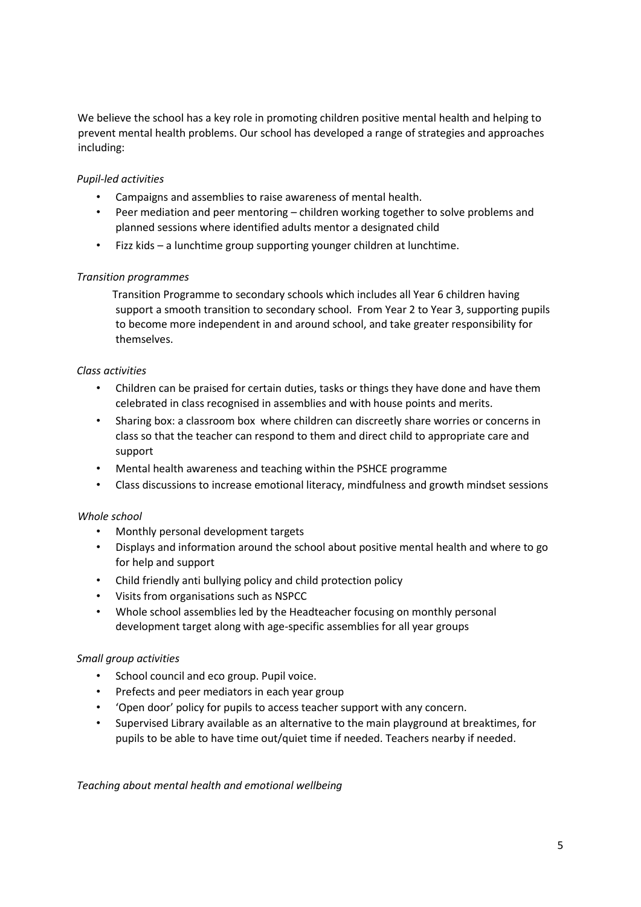We believe the school has a key role in promoting children positive mental health and helping to prevent mental health problems. Our school has developed a range of strategies and approaches including:

*Pupil-led activities*

- Campaigns and assemblies to raise awareness of mental health.
- Peer mediation and peer mentoring – children working together to solve problems and planned sessions where identified adults mentor a designated child
- Fizz kids – a lunchtime group supporting younger children at lunchtime.

*Transition programmes*

Transition Programme to secondary schools which includes all Year 6 children having support a smooth transition to secondary school. From Year 2 to Year 3, supporting pupils to become more independent in and around school, and take greater responsibility for themselves.

*Class activities*

- Children can be praised for certain duties, tasks or things they have done and have them celebrated in class recognised in assemblies and with house points and merits.
- Sharing box: a classroom box where children can discreetly share worries or concerns in class so that the teacher can respond to them and direct child to appropriate care and support
- Mental health awareness and teaching within the PSHCE programme
- Class discussions to increase emotional literacy, mindfulness and growth mindset sessions

*Whole school*

- Monthly personal development targets
- Displays and information around the school about positive mental health and where to go for help and support
- Child friendly anti bullying policy and child protection policy
- Visits from organisations such as NSPCC
- Whole school assemblies led by the Headteacher focusing on monthly personal development target along with age-specific assemblies for all year groups

*Small group activities*

- School council and eco group. Pupil voice.
- Prefects and peer mediators in each year group
- 'Open door' policy for pupils to access teacher support with any concern.
- Supervised Library available as an alternative to the main playground at breaktimes, for pupils to be able to have time out/quiet time if needed. Teachers nearby if needed.

*Teaching about mental health and emotional wellbeing*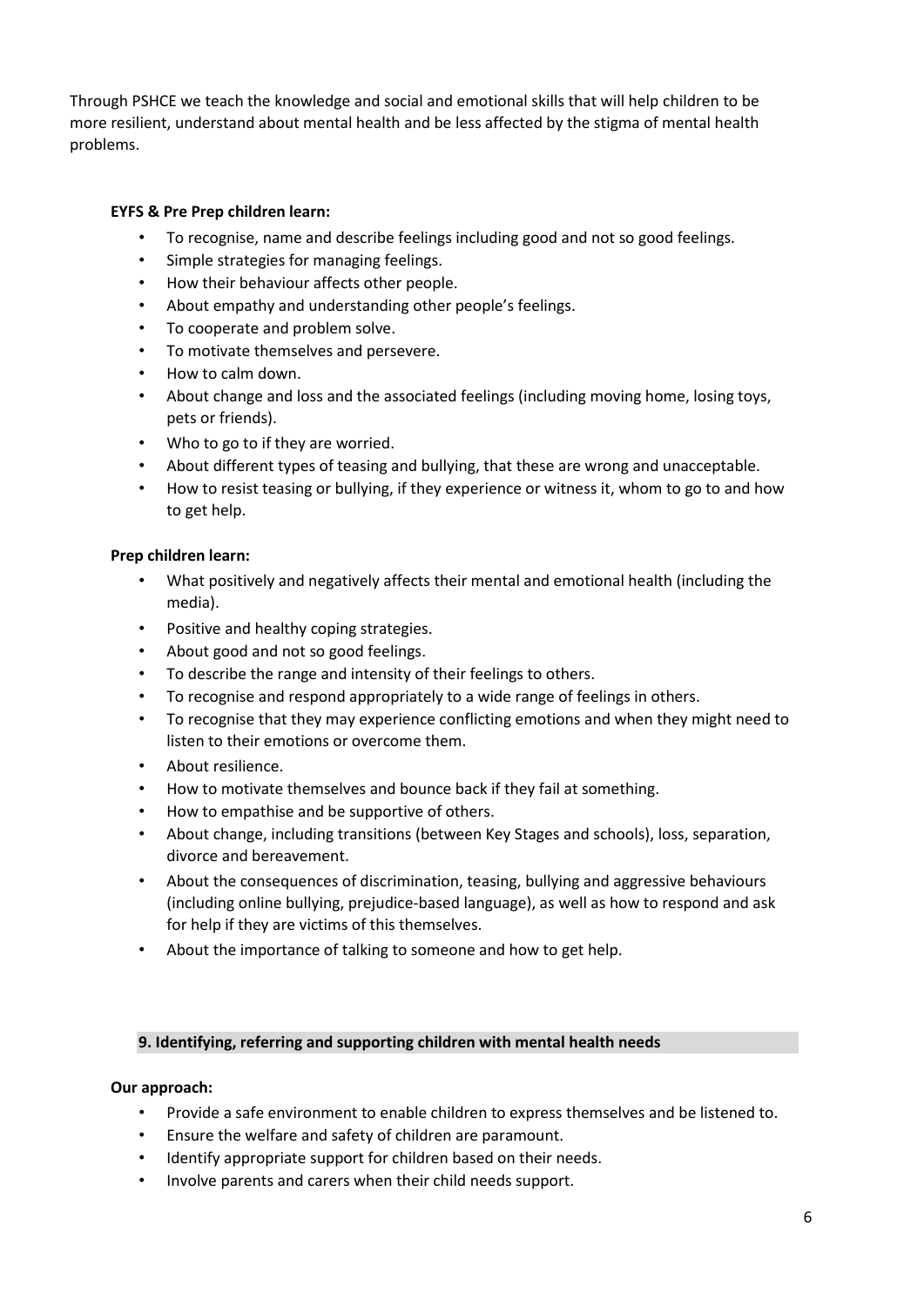Through PSHCE we teach the knowledge and social and emotional skills that will help children to be more resilient, understand about mental health and be less affected by the stigma of mental health problems.

**EYFS & Pre Prep children learn:**

- To recognise, name and describe feelings including good and not so good feelings.
- Simple strategies for managing feelings.
- How their behaviour affects other people.
- About empathy and understanding other people's feelings.
- To cooperate and problem solve.
- To motivate themselves and persevere.
- How to calm down.
- About change and loss and the associated feelings (including moving home, losing toys, pets or friends).
- Who to go to if they are worried.
- About different types of teasing and bullying, that these are wrong and unacceptable.
- How to resist teasing or bullying, if they experience or witness it, whom to go to and how to get help.

**Prep children learn:**

- What positively and negatively affects their mental and emotional health (including the media).
- Positive and healthy coping strategies.
- About good and not so good feelings.
- To describe the range and intensity of their feelings to others.
- To recognise and respond appropriately to a wide range of feelings in others.
- To recognise that they may experience conflicting emotions and when they might need to listen to their emotions or overcome them.
- About resilience.
- How to motivate themselves and bounce back if they fail at something.
- How to empathise and be supportive of others.
- About change, including transitions (between Key Stages and schools), loss, separation, divorce and bereavement.
- About the consequences of discrimination, teasing, bullying and aggressive behaviours (including online bullying, prejudice-based language), as well as how to respond and ask for help if they are victims of this themselves.
- About the importance of talking to someone and how to get help.

## 9. Identifying, referring and supporting children with mental health needs

**Our approach:**

- Provide a safe environment to enable children to express themselves and be listened to.
- Ensure the welfare and safety of children are paramount.
- Identify appropriate support for children based on their needs.
- Involve parents and carers when their child needs support.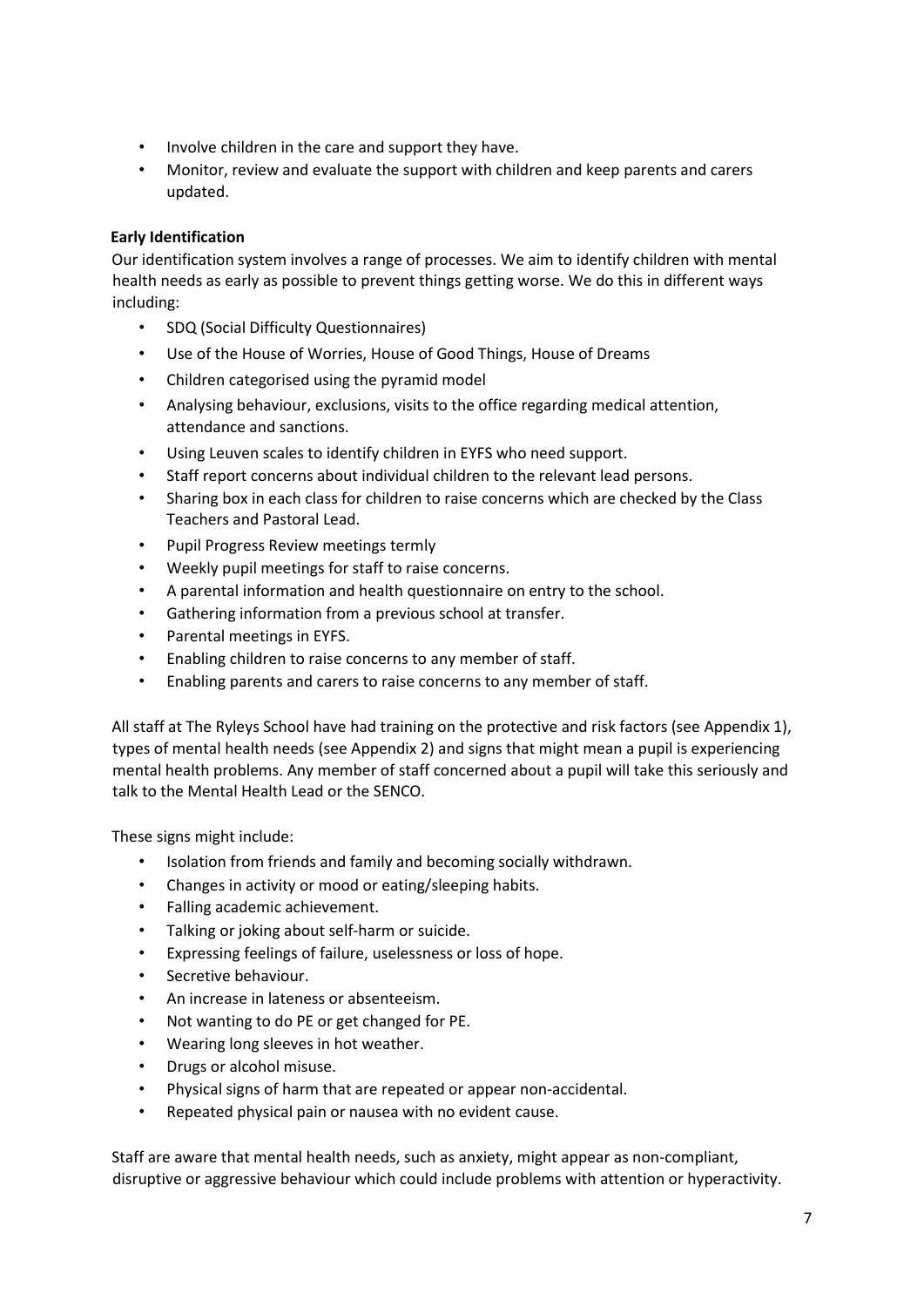- Involve children in the care and support they have.
- Monitor, review and evaluate the support with children and keep parents and carers updated.

**Early Identification**

Our identification system involves a range of processes. We aim to identify children with mental health needs as early as possible to prevent things getting worse. We do this in different ways including:

- SDQ (Social Difficulty Questionnaires)
- Use of the House of Worries, House of Good Things, House of Dreams
- Children categorised using the pyramid model
- Analysing behaviour, exclusions, visits to the office regarding medical attention, attendance and sanctions.
- Using Leuven scales to identify children in EYFS who need support.
- Staff report concerns about individual children to the relevant lead persons.
- Sharing box in each class for children to raise concerns which are checked by the Class Teachers and Pastoral Lead.
- Pupil Progress Review meetings termly
- Weekly pupil meetings for staff to raise concerns.
- A parental information and health questionnaire on entry to the school.
- Gathering information from a previous school at transfer.
- Parental meetings in EYFS.
- Enabling children to raise concerns to any member of staff.
- Enabling parents and carers to raise concerns to any member of staff.

All staff at The Ryleys School have had training on the protective and risk factors (see Appendix 1), types of mental health needs (see Appendix 2) and signs that might mean a pupil is experiencing mental health problems. Any member of staff concerned about a pupil will take this seriously and talk to the Mental Health Lead or the SENCO.

These signs might include:

- Isolation from friends and family and becoming socially withdrawn.
- Changes in activity or mood or eating/sleeping habits.
- Falling academic achievement.
- Talking or joking about self-harm or suicide.
- Expressing feelings of failure, uselessness or loss of hope.
- Secretive behaviour.
- An increase in lateness or absenteeism.
- Not wanting to do PE or get changed for PE.
- Wearing long sleeves in hot weather.
- Drugs or alcohol misuse.
- Physical signs of harm that are repeated or appear non-accidental.
- Repeated physical pain or nausea with no evident cause.

Staff are aware that mental health needs, such as anxiety, might appear as non-compliant, disruptive or aggressive behaviour which could include problems with attention or hyperactivity.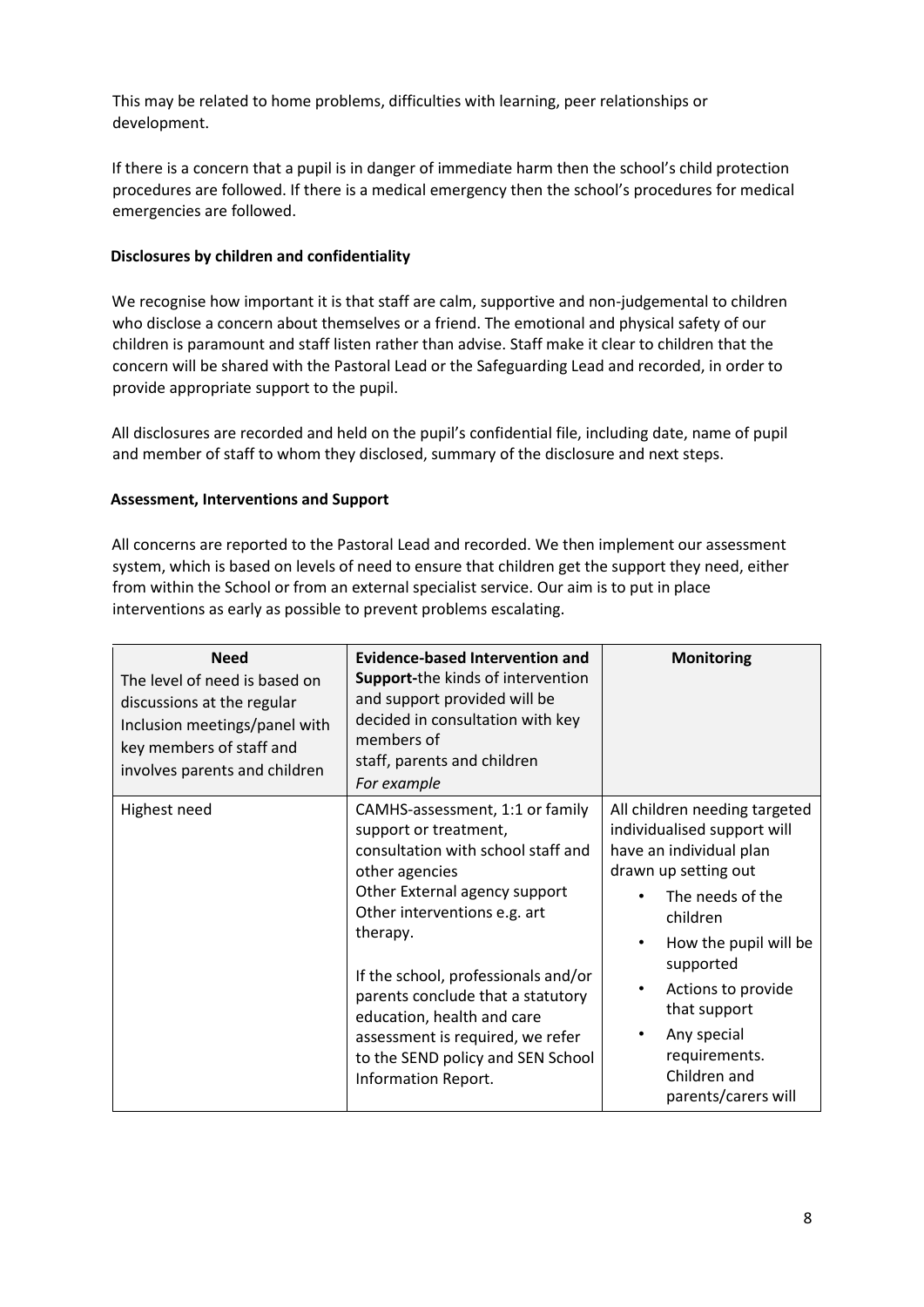This may be related to home problems, difficulties with learning, peer relationships or development.

If there is a concern that a pupil is in danger of immediate harm then the school's child protection procedures are followed. If there is a medical emergency then the school's procedures for medical emergencies are followed.

### Disclosures by children and confidentiality

We recognise how important it is that staff are calm, supportive and non-judgemental to children who disclose a concern about themselves or a friend. The emotional and physical safety of our children is paramount and staff listen rather than advise. Staff make it clear to children that the concern will be shared with the Pastoral Lead or the Safeguarding Lead and recorded, in order to provide appropriate support to the pupil.

All disclosures are recorded and held on the pupil's confidential file, including date, name of pupil and member of staff to whom they disclosed, summary of the disclosure and next steps.

### Assessment, Interventions and Support

All concerns are reported to the Pastoral Lead and recorded. We then implement our assessment system, which is based on levels of need to ensure that children get the support they need, either from within the School or from an external specialist service. Our aim is to put in place interventions as early as possible to prevent problems escalating.

| **Need**<br>The level of need is based on discussions at the regular Inclusion meetings/panel with key members of staff and involves parents and children | **Evidence-based Intervention and Support**-the kinds of intervention and support provided will be decided in consultation with key members of staff, parents and children<br>*For example* | **Monitoring** |
|---|---|---|
| Highest need | CAMHS-assessment, 1:1 or family support or treatment, consultation with school staff and other agencies<br>Other External agency support<br>Other interventions e.g. art therapy.<br><br>If the school, professionals and/or parents conclude that a statutory education, health and care assessment is required, we refer to the SEND policy and SEN School Information Report. | All children needing targeted individualised support will have an individual plan drawn up setting out<br>• The needs of the children<br>• How the pupil will be supported<br>• Actions to provide that support<br>• Any special requirements. Children and parents/carers will |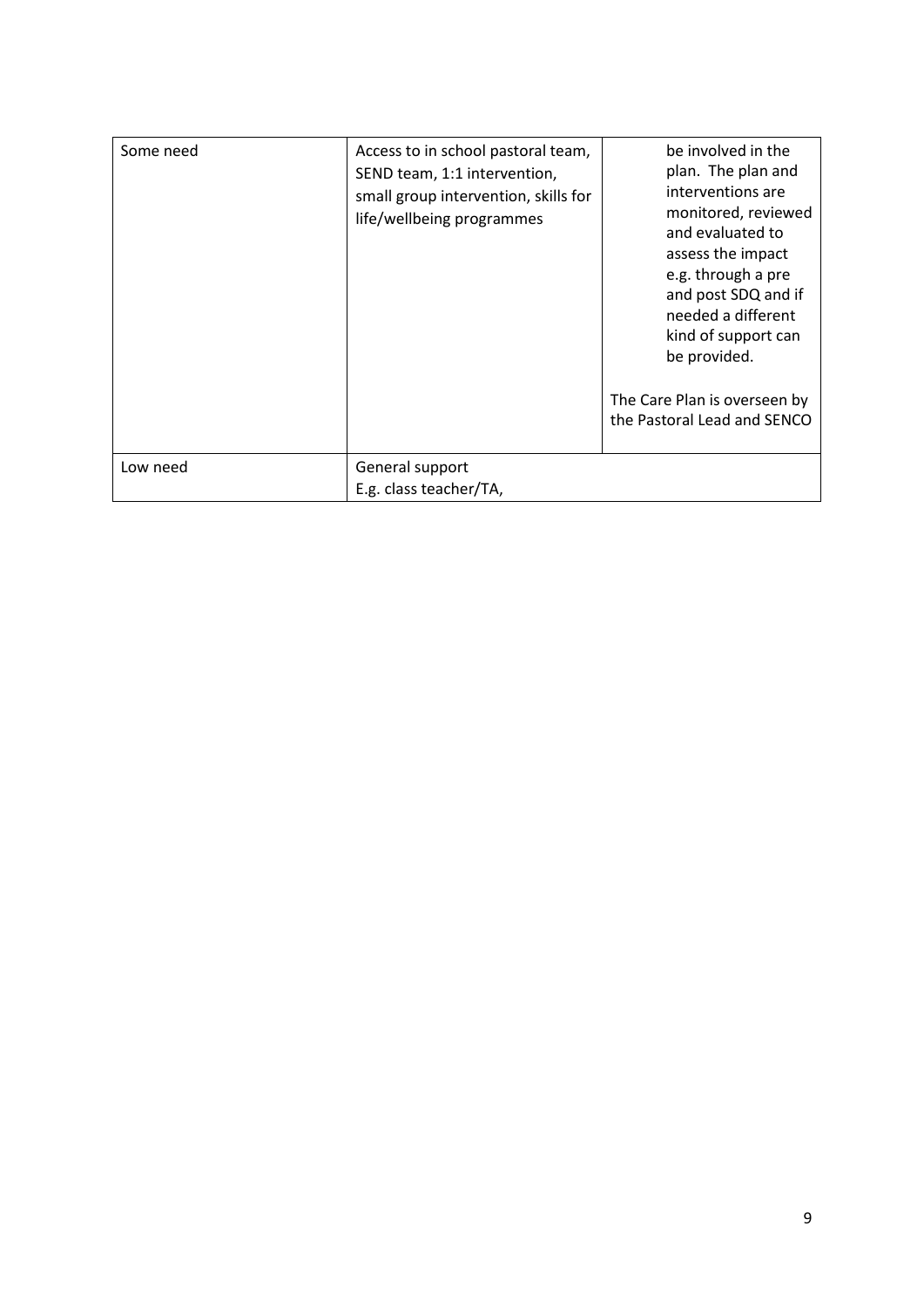| Some need | Access to in school pastoral team, SEND team, 1:1 intervention, small group intervention, skills for life/wellbeing programmes | be involved in the plan. The plan and interventions are monitored, reviewed and evaluated to assess the impact e.g. through a pre and post SDQ and if needed a different kind of support can be provided.<br><br>The Care Plan is overseen by the Pastoral Lead and SENCO |
|---|---|---|
| Low need | General support<br>E.g. class teacher/TA, | |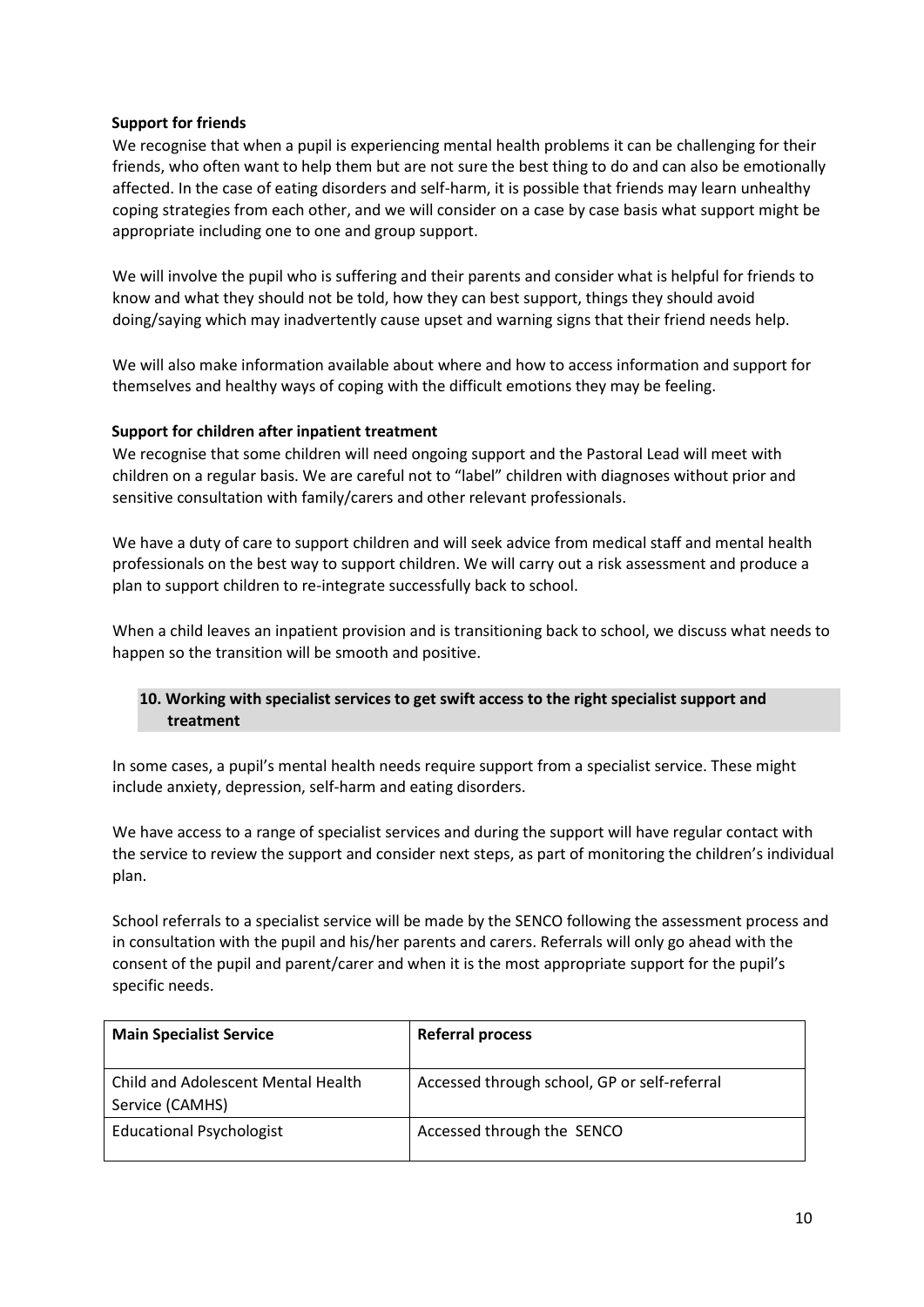**Support for friends**

We recognise that when a pupil is experiencing mental health problems it can be challenging for their friends, who often want to help them but are not sure the best thing to do and can also be emotionally affected. In the case of eating disorders and self-harm, it is possible that friends may learn unhealthy coping strategies from each other, and we will consider on a case by case basis what support might be appropriate including one to one and group support.

We will involve the pupil who is suffering and their parents and consider what is helpful for friends to know and what they should not be told, how they can best support, things they should avoid doing/saying which may inadvertently cause upset and warning signs that their friend needs help.

We will also make information available about where and how to access information and support for themselves and healthy ways of coping with the difficult emotions they may be feeling.

**Support for children after inpatient treatment**

We recognise that some children will need ongoing support and the Pastoral Lead will meet with children on a regular basis. We are careful not to "label" children with diagnoses without prior and sensitive consultation with family/carers and other relevant professionals.

We have a duty of care to support children and will seek advice from medical staff and mental health professionals on the best way to support children. We will carry out a risk assessment and produce a plan to support children to re-integrate successfully back to school.

When a child leaves an inpatient provision and is transitioning back to school, we discuss what needs to happen so the transition will be smooth and positive.

## 10. Working with specialist services to get swift access to the right specialist support and treatment

In some cases, a pupil's mental health needs require support from a specialist service. These might include anxiety, depression, self-harm and eating disorders.

We have access to a range of specialist services and during the support will have regular contact with the service to review the support and consider next steps, as part of monitoring the children's individual plan.

School referrals to a specialist service will be made by the SENCO following the assessment process and in consultation with the pupil and his/her parents and carers. Referrals will only go ahead with the consent of the pupil and parent/carer and when it is the most appropriate support for the pupil's specific needs.

| Main Specialist Service | Referral process |
|---|---|
| Child and Adolescent Mental Health Service (CAMHS) | Accessed through school, GP or self-referral |
| Educational Psychologist | Accessed through the SENCO |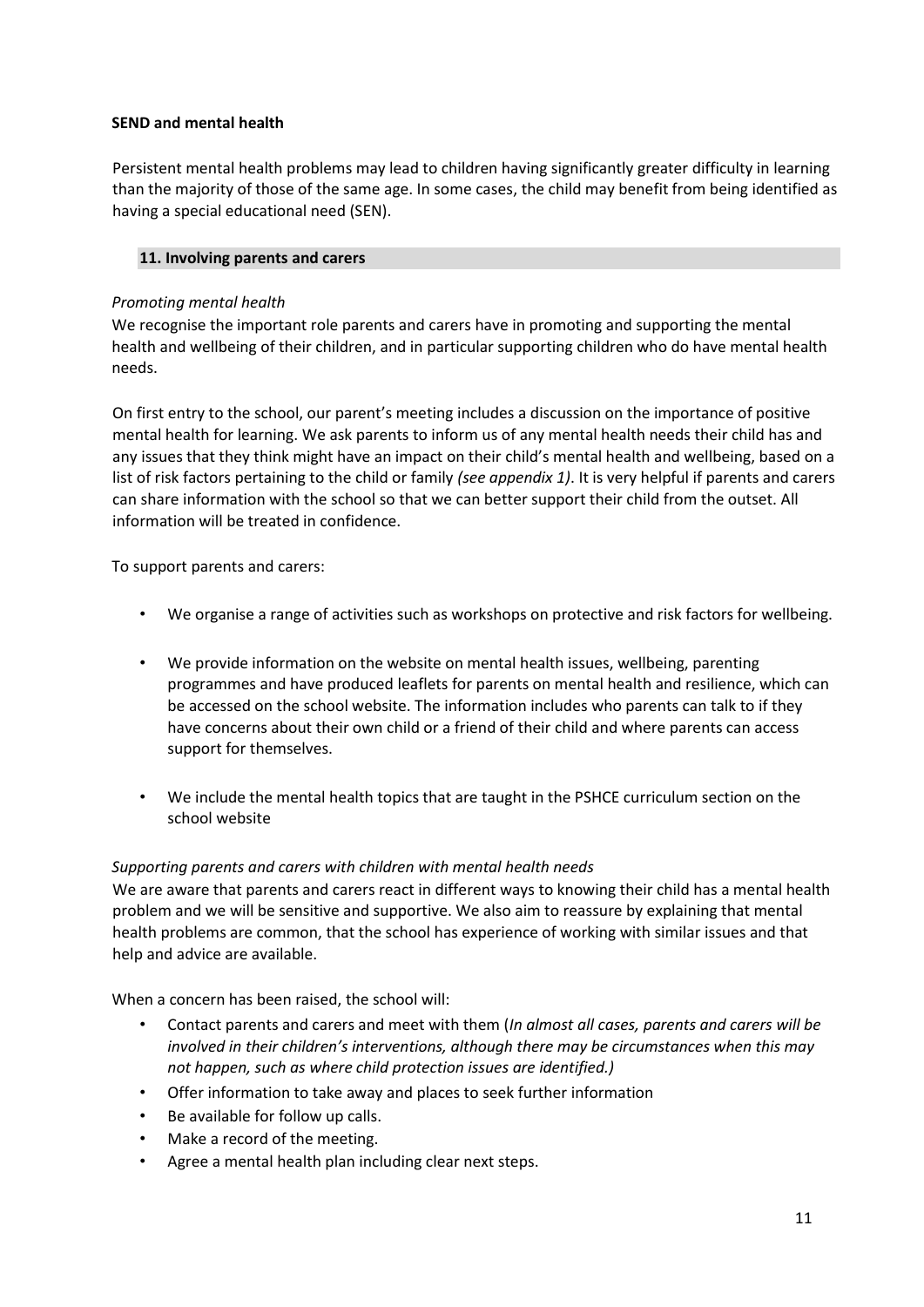**SEND and mental health**

Persistent mental health problems may lead to children having significantly greater difficulty in learning than the majority of those of the same age. In some cases, the child may benefit from being identified as having a special educational need (SEN).

## 11. Involving parents and carers

*Promoting mental health*

We recognise the important role parents and carers have in promoting and supporting the mental health and wellbeing of their children, and in particular supporting children who do have mental health needs.

On first entry to the school, our parent's meeting includes a discussion on the importance of positive mental health for learning. We ask parents to inform us of any mental health needs their child has and any issues that they think might have an impact on their child's mental health and wellbeing, based on a list of risk factors pertaining to the child or family *(see appendix 1)*. It is very helpful if parents and carers can share information with the school so that we can better support their child from the outset. All information will be treated in confidence.

To support parents and carers:

- We organise a range of activities such as workshops on protective and risk factors for wellbeing.
- We provide information on the website on mental health issues, wellbeing, parenting programmes and have produced leaflets for parents on mental health and resilience, which can be accessed on the school website. The information includes who parents can talk to if they have concerns about their own child or a friend of their child and where parents can access support for themselves.
- We include the mental health topics that are taught in the PSHCE curriculum section on the school website

*Supporting parents and carers with children with mental health needs*

We are aware that parents and carers react in different ways to knowing their child has a mental health problem and we will be sensitive and supportive. We also aim to reassure by explaining that mental health problems are common, that the school has experience of working with similar issues and that help and advice are available.

When a concern has been raised, the school will:

- Contact parents and carers and meet with them (*In almost all cases, parents and carers will be involved in their children's interventions, although there may be circumstances when this may not happen, such as where child protection issues are identified.)*
- Offer information to take away and places to seek further information
- Be available for follow up calls.
- Make a record of the meeting.
- Agree a mental health plan including clear next steps.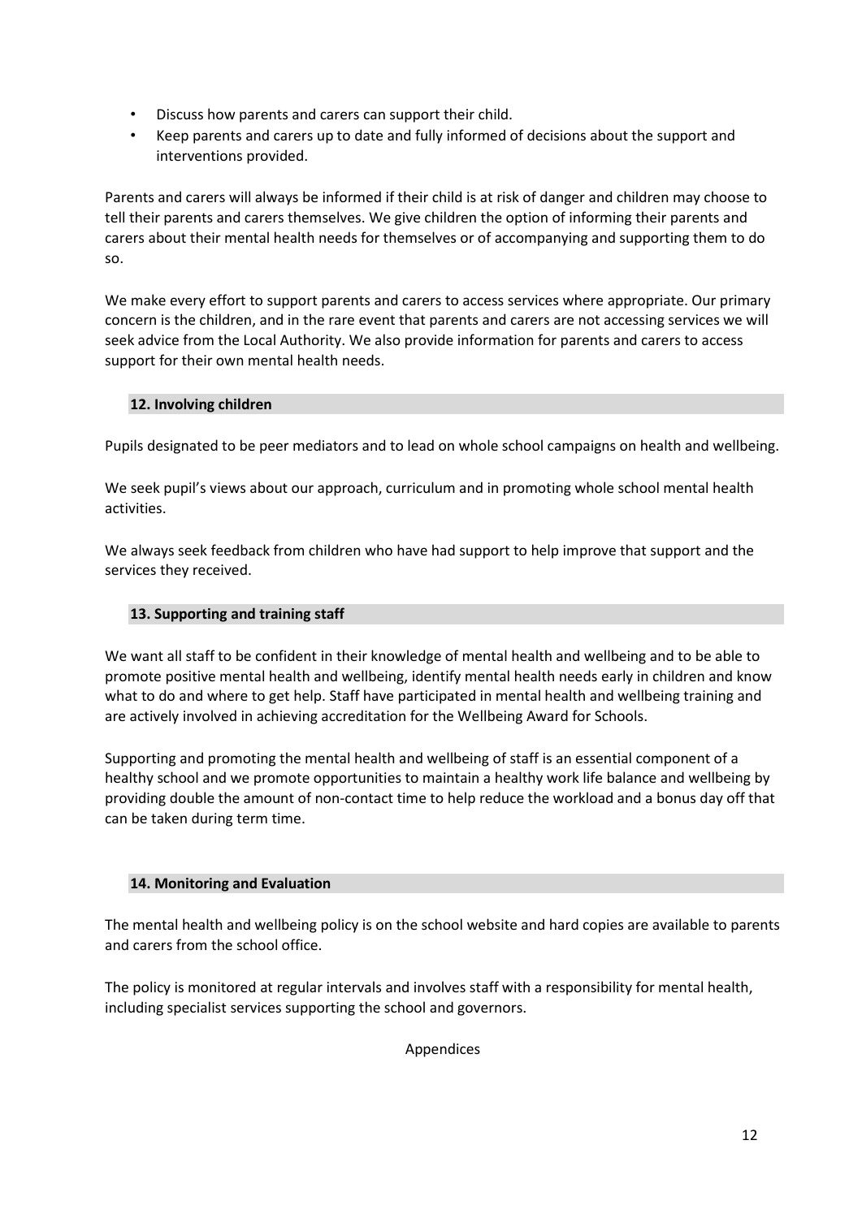- Discuss how parents and carers can support their child.
- Keep parents and carers up to date and fully informed of decisions about the support and interventions provided.

Parents and carers will always be informed if their child is at risk of danger and children may choose to tell their parents and carers themselves. We give children the option of informing their parents and carers about their mental health needs for themselves or of accompanying and supporting them to do so.

We make every effort to support parents and carers to access services where appropriate. Our primary concern is the children, and in the rare event that parents and carers are not accessing services we will seek advice from the Local Authority. We also provide information for parents and carers to access support for their own mental health needs.

## 12. Involving children

Pupils designated to be peer mediators and to lead on whole school campaigns on health and wellbeing.

We seek pupil's views about our approach, curriculum and in promoting whole school mental health activities.

We always seek feedback from children who have had support to help improve that support and the services they received.

## 13. Supporting and training staff

We want all staff to be confident in their knowledge of mental health and wellbeing and to be able to promote positive mental health and wellbeing, identify mental health needs early in children and know what to do and where to get help. Staff have participated in mental health and wellbeing training and are actively involved in achieving accreditation for the Wellbeing Award for Schools.

Supporting and promoting the mental health and wellbeing of staff is an essential component of a healthy school and we promote opportunities to maintain a healthy work life balance and wellbeing by providing double the amount of non-contact time to help reduce the workload and a bonus day off that can be taken during term time.

## 14. Monitoring and Evaluation

The mental health and wellbeing policy is on the school website and hard copies are available to parents and carers from the school office.

The policy is monitored at regular intervals and involves staff with a responsibility for mental health, including specialist services supporting the school and governors.

Appendices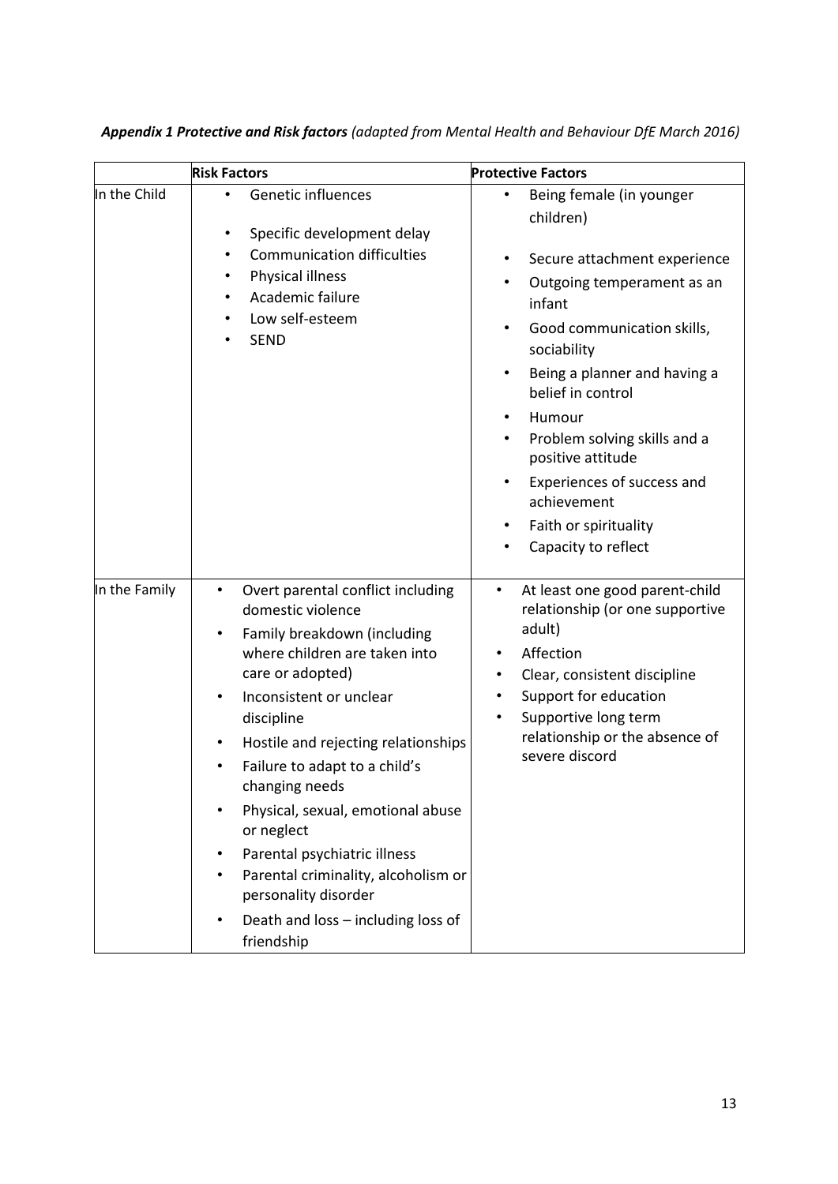***Appendix 1 Protective and Risk factors*** *(adapted from Mental Health and Behaviour DfE March 2016)*

| | **Risk Factors** | **Protective Factors** |
|---|---|---|
| In the Child | • Genetic influences<br>• Specific development delay<br>• Communication difficulties<br>• Physical illness<br>• Academic failure<br>• Low self-esteem<br>• SEND | • Being female (in younger children)<br>• Secure attachment experience<br>• Outgoing temperament as an infant<br>• Good communication skills, sociability<br>• Being a planner and having a belief in control<br>• Humour<br>• Problem solving skills and a positive attitude<br>• Experiences of success and achievement<br>• Faith or spirituality<br>• Capacity to reflect |
| In the Family | • Overt parental conflict including domestic violence<br>• Family breakdown (including where children are taken into care or adopted)<br>• Inconsistent or unclear discipline<br>• Hostile and rejecting relationships<br>• Failure to adapt to a child's changing needs<br>• Physical, sexual, emotional abuse or neglect<br>• Parental psychiatric illness<br>• Parental criminality, alcoholism or personality disorder<br>• Death and loss – including loss of friendship | • At least one good parent-child relationship (or one supportive adult)<br>• Affection<br>• Clear, consistent discipline<br>• Support for education<br>• Supportive long term relationship or the absence of severe discord |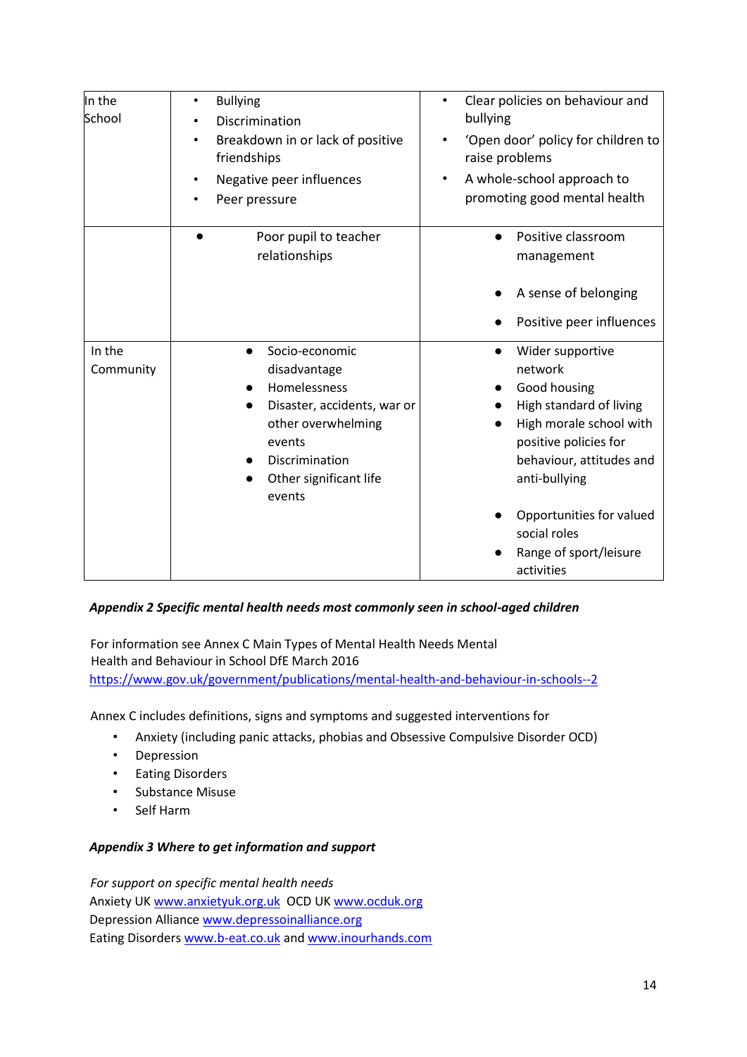| | | |
|---|---|---|
| In the School | • Bullying<br>• Discrimination<br>• Breakdown in or lack of positive friendships<br>• Negative peer influences<br>• Peer pressure | • Clear policies on behaviour and bullying<br>• 'Open door' policy for children to raise problems<br>• A whole-school approach to promoting good mental health |
| | • Poor pupil to teacher relationships | • Positive classroom management<br>• A sense of belonging<br>• Positive peer influences |
| In the Community | • Socio-economic disadvantage<br>• Homelessness<br>• Disaster, accidents, war or other overwhelming events<br>• Discrimination<br>• Other significant life events | • Wider supportive network<br>• Good housing<br>• High standard of living<br>• High morale school with positive policies for behaviour, attitudes and anti-bullying<br>• Opportunities for valued social roles<br>• Range of sport/leisure activities |

***Appendix 2 Specific mental health needs most commonly seen in school-aged children***

For information see Annex C Main Types of Mental Health Needs Mental Health and Behaviour in School DfE March 2016
https://www.gov.uk/government/publications/mental-health-and-behaviour-in-schools--2

Annex C includes definitions, signs and symptoms and suggested interventions for

- Anxiety (including panic attacks, phobias and Obsessive Compulsive Disorder OCD)
- Depression
- Eating Disorders
- Substance Misuse
- Self Harm

***Appendix 3 Where to get information and support***

*For support on specific mental health needs*
Anxiety UK www.anxietyuk.org.uk OCD UK www.ocduk.org
Depression Alliance www.depressoinalliance.org
Eating Disorders www.b-eat.co.uk and www.inourhands.com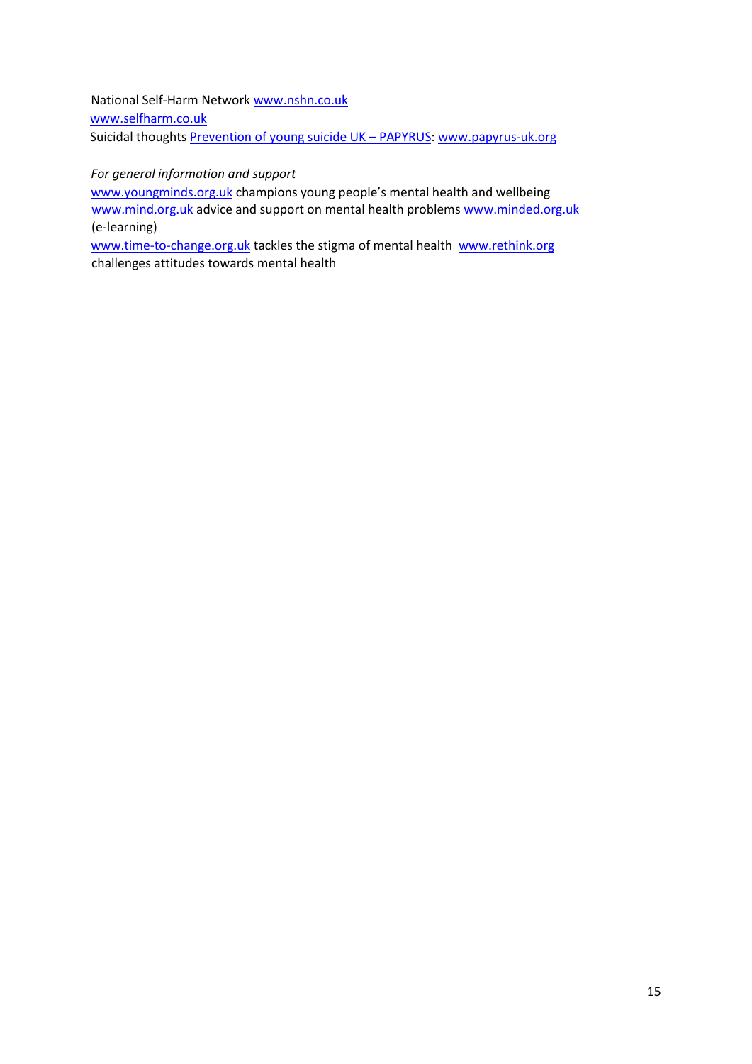National Self-Harm Network www.nshn.co.uk
www.selfharm.co.uk
Suicidal thoughts Prevention of young suicide UK – PAPYRUS: www.papyrus-uk.org

*For general information and support*
www.youngminds.org.uk champions young people's mental health and wellbeing
www.mind.org.uk advice and support on mental health problems www.minded.org.uk (e-learning)
www.time-to-change.org.uk tackles the stigma of mental health www.rethink.org challenges attitudes towards mental health